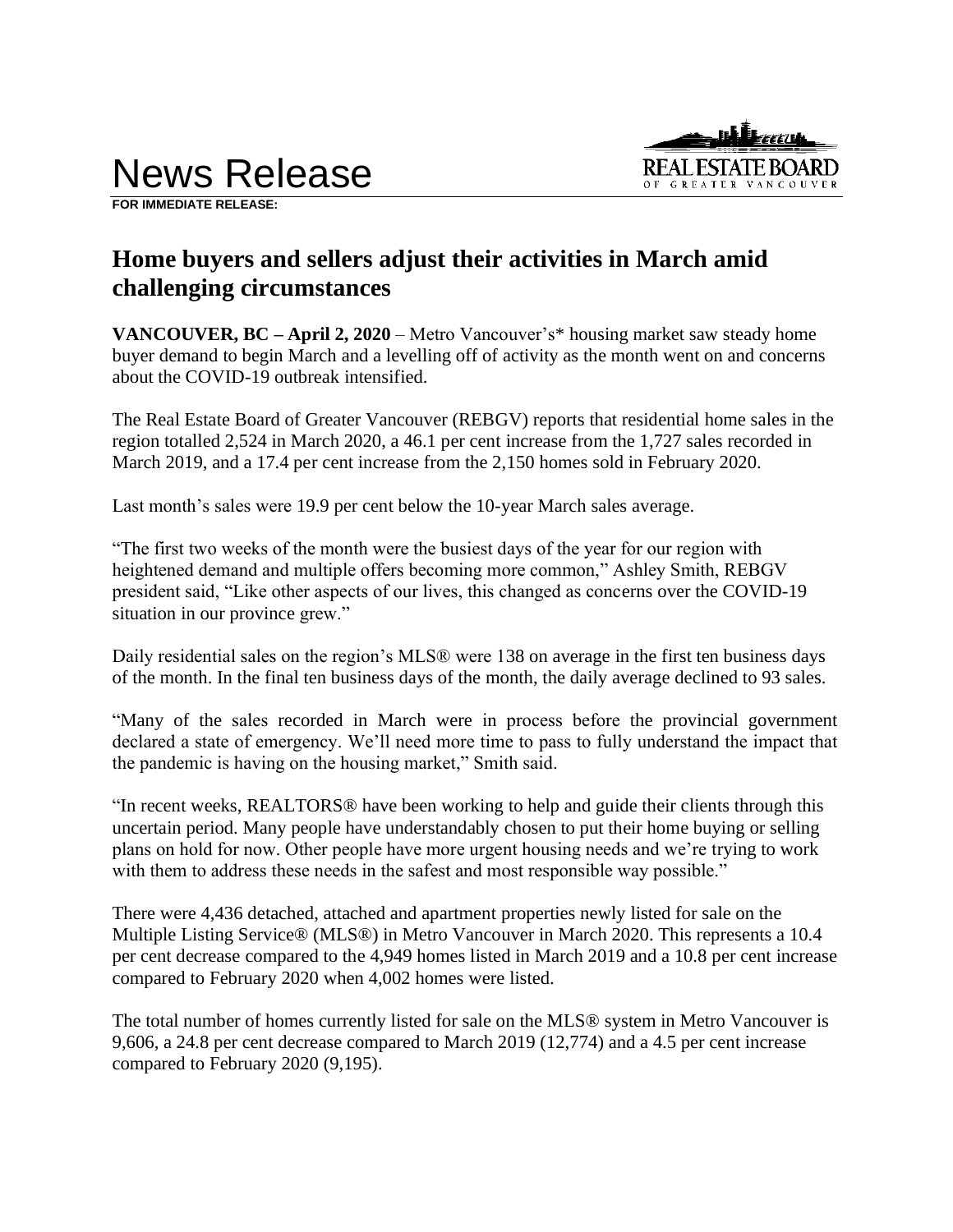# News Release

**FOR IMMEDIATE RELEASE:**

## Home buyers and sellers adjust their activities in March amid challenging circumstances

**VANCOUVER, BC – April 2, 2020** – Metro Vancouver's* housing market saw steady home buyer demand to begin March and a levelling off of activity as the month went on and concerns about the COVID-19 outbreak intensified.

The Real Estate Board of Greater Vancouver (REBGV) reports that residential home sales in the region totalled 2,524 in March 2020, a 46.1 per cent increase from the 1,727 sales recorded in March 2019, and a 17.4 per cent increase from the 2,150 homes sold in February 2020.

Last month's sales were 19.9 per cent below the 10-year March sales average.

"The first two weeks of the month were the busiest days of the year for our region with heightened demand and multiple offers becoming more common," Ashley Smith, REBGV president said, "Like other aspects of our lives, this changed as concerns over the COVID-19 situation in our province grew."

Daily residential sales on the region's MLS® were 138 on average in the first ten business days of the month. In the final ten business days of the month, the daily average declined to 93 sales.

"Many of the sales recorded in March were in process before the provincial government declared a state of emergency. We'll need more time to pass to fully understand the impact that the pandemic is having on the housing market," Smith said.

"In recent weeks, REALTORS® have been working to help and guide their clients through this uncertain period. Many people have understandably chosen to put their home buying or selling plans on hold for now. Other people have more urgent housing needs and we're trying to work with them to address these needs in the safest and most responsible way possible."

There were 4,436 detached, attached and apartment properties newly listed for sale on the Multiple Listing Service® (MLS®) in Metro Vancouver in March 2020. This represents a 10.4 per cent decrease compared to the 4,949 homes listed in March 2019 and a 10.8 per cent increase compared to February 2020 when 4,002 homes were listed.

The total number of homes currently listed for sale on the MLS® system in Metro Vancouver is 9,606, a 24.8 per cent decrease compared to March 2019 (12,774) and a 4.5 per cent increase compared to February 2020 (9,195).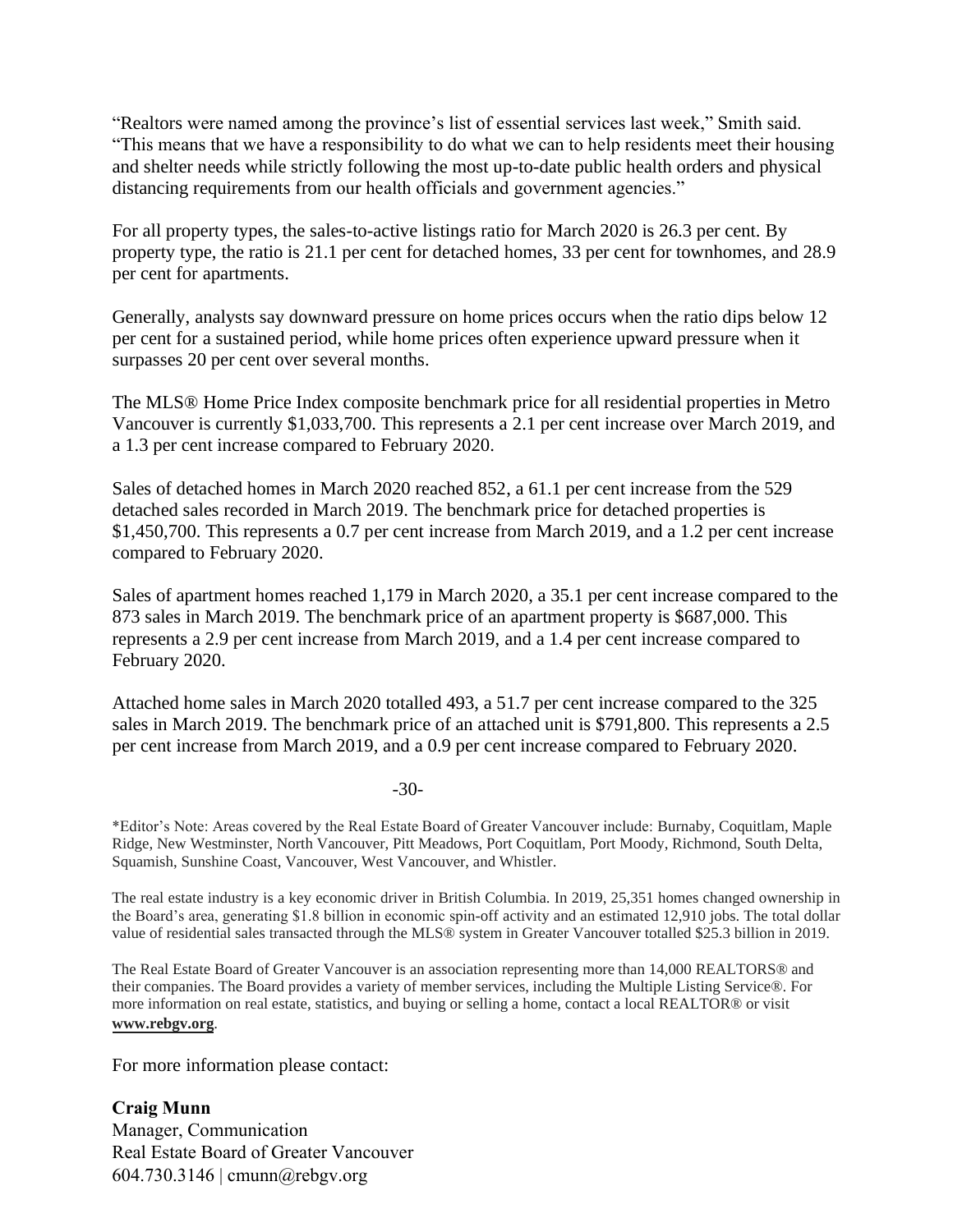"Realtors were named among the province's list of essential services last week," Smith said. "This means that we have a responsibility to do what we can to help residents meet their housing and shelter needs while strictly following the most up-to-date public health orders and physical distancing requirements from our health officials and government agencies."

For all property types, the sales-to-active listings ratio for March 2020 is 26.3 per cent. By property type, the ratio is 21.1 per cent for detached homes, 33 per cent for townhomes, and 28.9 per cent for apartments.

Generally, analysts say downward pressure on home prices occurs when the ratio dips below 12 per cent for a sustained period, while home prices often experience upward pressure when it surpasses 20 per cent over several months.

The MLS® Home Price Index composite benchmark price for all residential properties in Metro Vancouver is currently $1,033,700. This represents a 2.1 per cent increase over March 2019, and a 1.3 per cent increase compared to February 2020.

Sales of detached homes in March 2020 reached 852, a 61.1 per cent increase from the 529 detached sales recorded in March 2019. The benchmark price for detached properties is $1,450,700. This represents a 0.7 per cent increase from March 2019, and a 1.2 per cent increase compared to February 2020.

Sales of apartment homes reached 1,179 in March 2020, a 35.1 per cent increase compared to the 873 sales in March 2019. The benchmark price of an apartment property is $687,000. This represents a 2.9 per cent increase from March 2019, and a 1.4 per cent increase compared to February 2020.

Attached home sales in March 2020 totalled 493, a 51.7 per cent increase compared to the 325 sales in March 2019. The benchmark price of an attached unit is $791,800. This represents a 2.5 per cent increase from March 2019, and a 0.9 per cent increase compared to February 2020.

-30-

*Editor's Note: Areas covered by the Real Estate Board of Greater Vancouver include: Burnaby, Coquitlam, Maple Ridge, New Westminster, North Vancouver, Pitt Meadows, Port Coquitlam, Port Moody, Richmond, South Delta, Squamish, Sunshine Coast, Vancouver, West Vancouver, and Whistler.

The real estate industry is a key economic driver in British Columbia. In 2019, 25,351 homes changed ownership in the Board's area, generating $1.8 billion in economic spin-off activity and an estimated 12,910 jobs. The total dollar value of residential sales transacted through the MLS® system in Greater Vancouver totalled $25.3 billion in 2019.

The Real Estate Board of Greater Vancouver is an association representing more than 14,000 REALTORS® and their companies. The Board provides a variety of member services, including the Multiple Listing Service®. For more information on real estate, statistics, and buying or selling a home, contact a local REALTOR® or visit **www.rebgv.org**.

For more information please contact:

**Craig Munn**
Manager, Communication
Real Estate Board of Greater Vancouver
604.730.3146 | cmunn@rebgv.org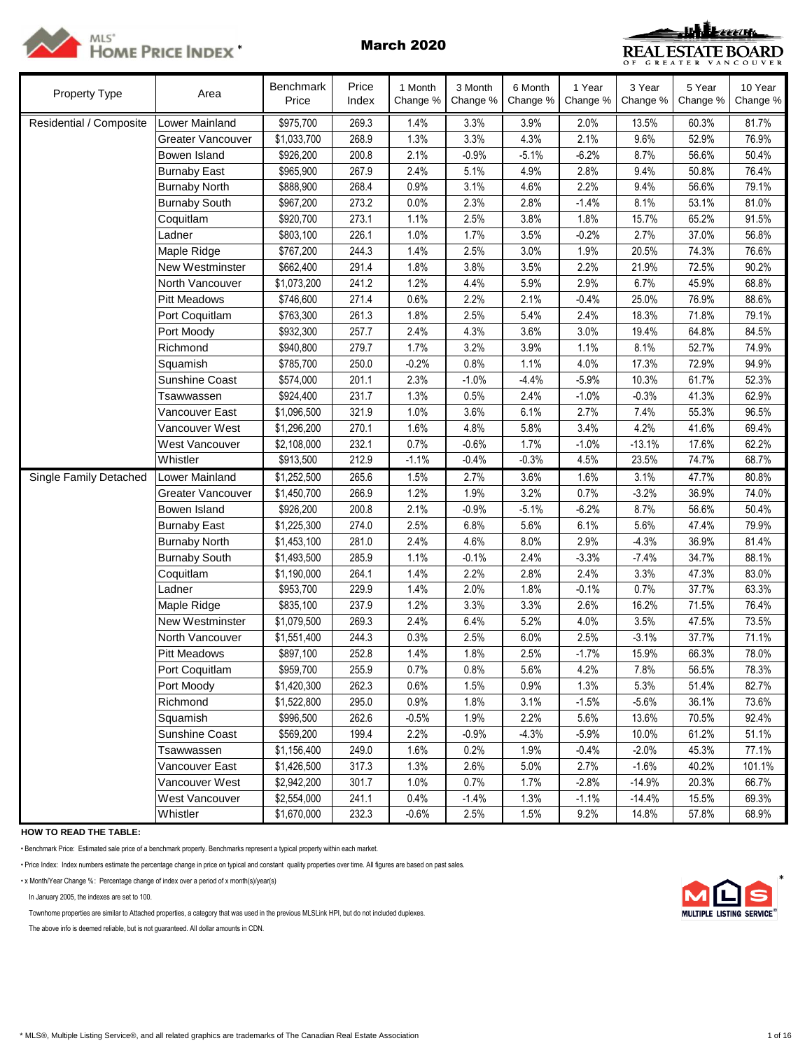# MLS® HOME PRICE INDEX *

## March 2020

| Property Type | Area | Benchmark Price | Price Index | 1 Month Change % | 3 Month Change % | 6 Month Change % | 1 Year Change % | 3 Year Change % | 5 Year Change % | 10 Year Change % |
|---|---|---|---|---|---|---|---|---|---|---|
| Residential / Composite | Lower Mainland | $975,700 | 269.3 | 1.4% | 3.3% | 3.9% | 2.0% | 13.5% | 60.3% | 81.7% |
| | Greater Vancouver | $1,033,700 | 268.9 | 1.3% | 3.3% | 4.3% | 2.1% | 9.6% | 52.9% | 76.9% |
| | Bowen Island | $926,200 | 200.8 | 2.1% | -0.9% | -5.1% | -6.2% | 8.7% | 56.6% | 50.4% |
| | Burnaby East | $965,900 | 267.9 | 2.4% | 5.1% | 4.9% | 2.8% | 9.4% | 50.8% | 76.4% |
| | Burnaby North | $888,900 | 268.4 | 0.9% | 3.1% | 4.6% | 2.2% | 9.4% | 56.6% | 79.1% |
| | Burnaby South | $967,200 | 273.2 | 0.0% | 2.3% | 2.8% | -1.4% | 8.1% | 53.1% | 81.0% |
| | Coquitlam | $920,700 | 273.1 | 1.1% | 2.5% | 3.8% | 1.8% | 15.7% | 65.2% | 91.5% |
| | Ladner | $803,100 | 226.1 | 1.0% | 1.7% | 3.5% | -0.2% | 2.7% | 37.0% | 56.8% |
| | Maple Ridge | $767,200 | 244.3 | 1.4% | 2.5% | 3.0% | 1.9% | 20.5% | 74.3% | 76.6% |
| | New Westminster | $662,400 | 291.4 | 1.8% | 3.8% | 3.5% | 2.2% | 21.9% | 72.5% | 90.2% |
| | North Vancouver | $1,073,200 | 241.2 | 1.2% | 4.4% | 5.9% | 2.9% | 6.7% | 45.9% | 68.8% |
| | Pitt Meadows | $746,600 | 271.4 | 0.6% | 2.2% | 2.1% | -0.4% | 25.0% | 76.9% | 88.6% |
| | Port Coquitlam | $763,300 | 261.3 | 1.8% | 2.5% | 5.4% | 2.4% | 18.3% | 71.8% | 79.1% |
| | Port Moody | $932,300 | 257.7 | 2.4% | 4.3% | 3.6% | 3.0% | 19.4% | 64.8% | 84.5% |
| | Richmond | $940,800 | 279.7 | 1.7% | 3.2% | 3.9% | 1.1% | 8.1% | 52.7% | 74.9% |
| | Squamish | $785,700 | 250.0 | -0.2% | 0.8% | 1.1% | 4.0% | 17.3% | 72.9% | 94.9% |
| | Sunshine Coast | $574,000 | 201.1 | 2.3% | -1.0% | -4.4% | -5.9% | 10.3% | 61.7% | 52.3% |
| | Tsawwassen | $924,400 | 231.7 | 1.3% | 0.5% | 2.4% | -1.0% | -0.3% | 41.3% | 62.9% |
| | Vancouver East | $1,096,500 | 321.9 | 1.0% | 3.6% | 6.1% | 2.7% | 7.4% | 55.3% | 96.5% |
| | Vancouver West | $1,296,200 | 270.1 | 1.6% | 4.8% | 5.8% | 3.4% | 4.2% | 41.6% | 69.4% |
| | West Vancouver | $2,108,000 | 232.1 | 0.7% | -0.6% | 1.7% | -1.0% | -13.1% | 17.6% | 62.2% |
| | Whistler | $913,500 | 212.9 | -1.1% | -0.4% | -0.3% | 4.5% | 23.5% | 74.7% | 68.7% |
| Single Family Detached | Lower Mainland | $1,252,500 | 265.6 | 1.5% | 2.7% | 3.6% | 1.6% | 3.1% | 47.7% | 80.8% |
| | Greater Vancouver | $1,450,700 | 266.9 | 1.2% | 1.9% | 3.2% | 0.7% | -3.2% | 36.9% | 74.0% |
| | Bowen Island | $926,200 | 200.8 | 2.1% | -0.9% | -5.1% | -6.2% | 8.7% | 56.6% | 50.4% |
| | Burnaby East | $1,225,300 | 274.0 | 2.5% | 6.8% | 5.6% | 6.1% | 5.6% | 47.4% | 79.9% |
| | Burnaby North | $1,453,100 | 281.0 | 2.4% | 4.6% | 8.0% | 2.9% | -4.3% | 36.9% | 81.4% |
| | Burnaby South | $1,493,500 | 285.9 | 1.1% | -0.1% | 2.4% | -3.3% | -7.4% | 34.7% | 88.1% |
| | Coquitlam | $1,190,000 | 264.1 | 1.4% | 2.2% | 2.8% | 2.4% | 3.3% | 47.3% | 83.0% |
| | Ladner | $953,700 | 229.9 | 1.4% | 2.0% | 1.8% | -0.1% | 0.7% | 37.7% | 63.3% |
| | Maple Ridge | $835,100 | 237.9 | 1.2% | 3.3% | 3.3% | 2.6% | 16.2% | 71.5% | 76.4% |
| | New Westminster | $1,079,500 | 269.3 | 2.4% | 6.4% | 5.2% | 4.0% | 3.5% | 47.5% | 73.5% |
| | North Vancouver | $1,551,400 | 244.3 | 0.3% | 2.5% | 6.0% | 2.5% | -3.1% | 37.7% | 71.1% |
| | Pitt Meadows | $897,100 | 252.8 | 1.4% | 1.8% | 2.5% | -1.7% | 15.9% | 66.3% | 78.0% |
| | Port Coquitlam | $959,700 | 255.9 | 0.7% | 0.8% | 5.6% | 4.2% | 7.8% | 56.5% | 78.3% |
| | Port Moody | $1,420,300 | 262.3 | 0.6% | 1.5% | 0.9% | 1.3% | 5.3% | 51.4% | 82.7% |
| | Richmond | $1,522,800 | 295.0 | 0.9% | 1.8% | 3.1% | -1.5% | -5.6% | 36.1% | 73.6% |
| | Squamish | $996,500 | 262.6 | -0.5% | 1.9% | 2.2% | 5.6% | 13.6% | 70.5% | 92.4% |
| | Sunshine Coast | $569,200 | 199.4 | 2.2% | -0.9% | -4.3% | -5.9% | 10.0% | 61.2% | 51.1% |
| | Tsawwassen | $1,156,400 | 249.0 | 1.6% | 0.2% | 1.9% | -0.4% | -2.0% | 45.3% | 77.1% |
| | Vancouver East | $1,426,500 | 317.3 | 1.3% | 2.6% | 5.0% | 2.7% | -1.6% | 40.2% | 101.1% |
| | Vancouver West | $2,942,200 | 301.7 | 1.0% | 0.7% | 1.7% | -2.8% | -14.9% | 20.3% | 66.7% |
| | West Vancouver | $2,554,000 | 241.1 | 0.4% | -1.4% | 1.3% | -1.1% | -14.4% | 15.5% | 69.3% |
| | Whistler | $1,670,000 | 232.3 | -0.6% | 2.5% | 1.5% | 9.2% | 14.8% | 57.8% | 68.9% |

**HOW TO READ THE TABLE:**

• Benchmark Price: Estimated sale price of a benchmark property. Benchmarks represent a typical property within each market.

• Price Index: Index numbers estimate the percentage change in price on typical and constant quality properties over time. All figures are based on past sales.

• x Month/Year Change %: Percentage change of index over a period of x month(s)/year(s)

In January 2005, the indexes are set to 100.

Townhome properties are similar to Attached properties, a category that was used in the previous MLSLink HPI, but do not included duplexes.

The above info is deemed reliable, but is not guaranteed. All dollar amounts in CDN.

* MLS®, Multiple Listing Service®, and all related graphics are trademarks of The Canadian Real Estate Association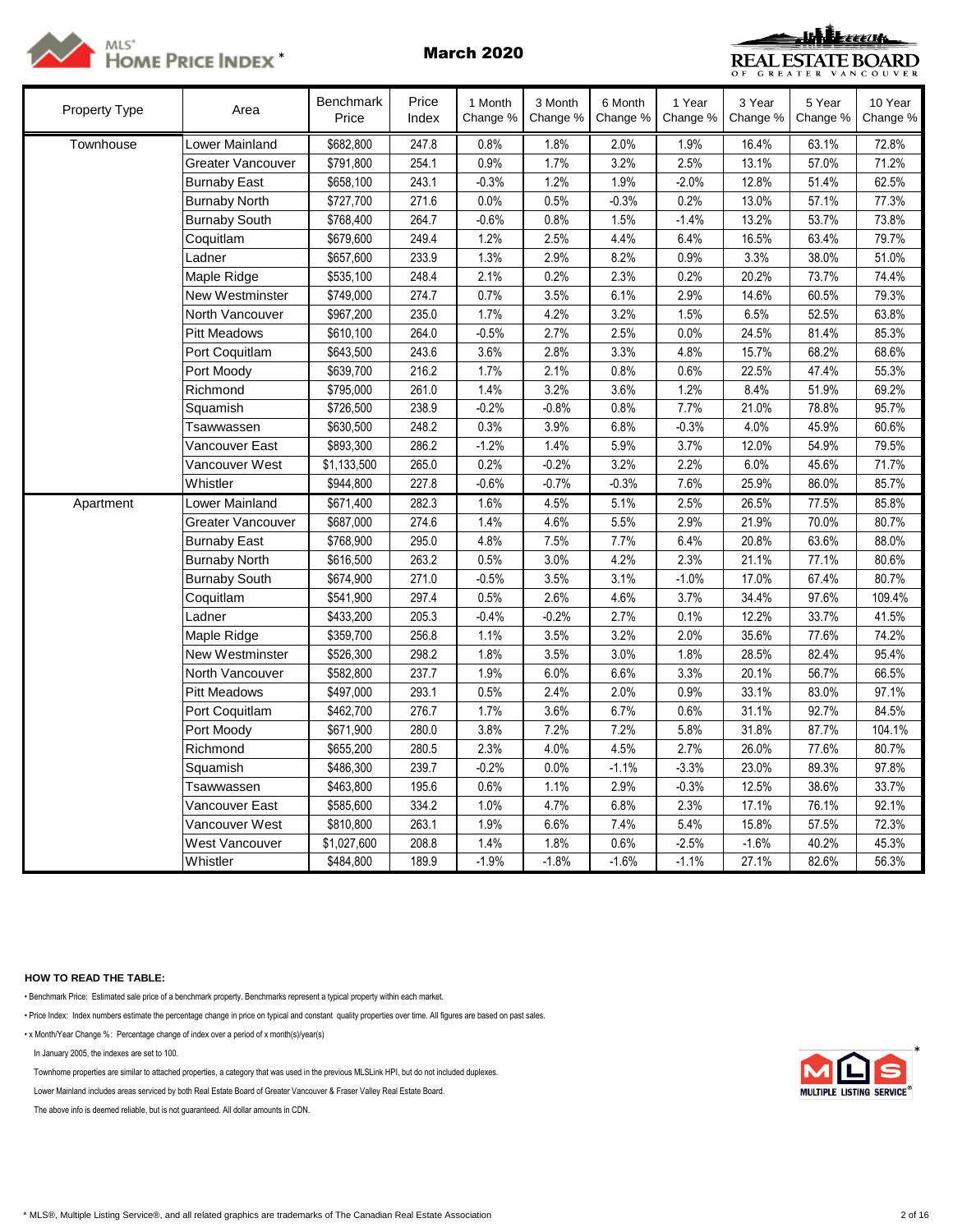# MLS® HOME PRICE INDEX*

## March 2020

REAL ESTATE BOARD OF GREATER VANCOUVER

| Property Type | Area | Benchmark Price | Price Index | 1 Month Change % | 3 Month Change % | 6 Month Change % | 1 Year Change % | 3 Year Change % | 5 Year Change % | 10 Year Change % |
|---|---|---|---|---|---|---|---|---|---|---|
| Townhouse | Lower Mainland | $682,800 | 247.8 | 0.8% | 1.8% | 2.0% | 1.9% | 16.4% | 63.1% | 72.8% |
| | Greater Vancouver | $791,800 | 254.1 | 0.9% | 1.7% | 3.2% | 2.5% | 13.1% | 57.0% | 71.2% |
| | Burnaby East | $658,100 | 243.1 | -0.3% | 1.2% | 1.9% | -2.0% | 12.8% | 51.4% | 62.5% |
| | Burnaby North | $727,700 | 271.6 | 0.0% | 0.5% | -0.3% | 0.2% | 13.0% | 57.1% | 77.3% |
| | Burnaby South | $768,400 | 264.7 | -0.6% | 0.8% | 1.5% | -1.4% | 13.2% | 53.7% | 73.8% |
| | Coquitlam | $679,600 | 249.4 | 1.2% | 2.5% | 4.4% | 6.4% | 16.5% | 63.4% | 79.7% |
| | Ladner | $657,600 | 233.9 | 1.3% | 2.9% | 8.2% | 0.9% | 3.3% | 38.0% | 51.0% |
| | Maple Ridge | $535,100 | 248.4 | 2.1% | 0.2% | 2.3% | 0.2% | 20.2% | 73.7% | 74.4% |
| | New Westminster | $749,000 | 274.7 | 0.7% | 3.5% | 6.1% | 2.9% | 14.6% | 60.5% | 79.3% |
| | North Vancouver | $967,200 | 235.0 | 1.7% | 4.2% | 3.2% | 1.5% | 6.5% | 52.5% | 63.8% |
| | Pitt Meadows | $610,100 | 264.0 | -0.5% | 2.7% | 2.5% | 0.0% | 24.5% | 81.4% | 85.3% |
| | Port Coquitlam | $643,500 | 243.6 | 3.6% | 2.8% | 3.3% | 4.8% | 15.7% | 68.2% | 68.6% |
| | Port Moody | $639,700 | 216.2 | 1.7% | 2.1% | 0.8% | 0.6% | 22.5% | 47.4% | 55.3% |
| | Richmond | $795,000 | 261.0 | 1.4% | 3.2% | 3.6% | 1.2% | 8.4% | 51.9% | 69.2% |
| | Squamish | $726,500 | 238.9 | -0.2% | -0.8% | 0.8% | 7.7% | 21.0% | 78.8% | 95.7% |
| | Tsawwassen | $630,500 | 248.2 | 0.3% | 3.9% | 6.8% | -0.3% | 4.0% | 45.9% | 60.6% |
| | Vancouver East | $893,300 | 286.2 | -1.2% | 1.4% | 5.9% | 3.7% | 12.0% | 54.9% | 79.5% |
| | Vancouver West | $1,133,500 | 265.0 | 0.2% | -0.2% | 3.2% | 2.2% | 6.0% | 45.6% | 71.7% |
| | Whistler | $944,800 | 227.8 | -0.6% | -0.7% | -0.3% | 7.6% | 25.9% | 86.0% | 85.7% |
| Apartment | Lower Mainland | $671,400 | 282.3 | 1.6% | 4.5% | 5.1% | 2.5% | 26.5% | 77.5% | 85.8% |
| | Greater Vancouver | $687,000 | 274.6 | 1.4% | 4.6% | 5.5% | 2.9% | 21.9% | 70.0% | 80.7% |
| | Burnaby East | $768,900 | 295.0 | 4.8% | 7.5% | 7.7% | 6.4% | 20.8% | 63.6% | 88.0% |
| | Burnaby North | $616,500 | 263.2 | 0.5% | 3.0% | 4.2% | 2.3% | 21.1% | 77.1% | 80.6% |
| | Burnaby South | $674,900 | 271.0 | -0.5% | 3.5% | 3.1% | -1.0% | 17.0% | 67.4% | 80.7% |
| | Coquitlam | $541,900 | 297.4 | 0.5% | 2.6% | 4.6% | 3.7% | 34.4% | 97.6% | 109.4% |
| | Ladner | $433,200 | 205.3 | -0.4% | -0.2% | 2.7% | 0.1% | 12.2% | 33.7% | 41.5% |
| | Maple Ridge | $359,700 | 256.8 | 1.1% | 3.5% | 3.2% | 2.0% | 35.6% | 77.6% | 74.2% |
| | New Westminster | $526,300 | 298.2 | 1.8% | 3.5% | 3.0% | 1.8% | 28.5% | 82.4% | 95.4% |
| | North Vancouver | $582,800 | 237.7 | 1.9% | 6.0% | 6.6% | 3.3% | 20.1% | 56.7% | 66.5% |
| | Pitt Meadows | $497,000 | 293.1 | 0.5% | 2.4% | 2.0% | 0.9% | 33.1% | 83.0% | 97.1% |
| | Port Coquitlam | $462,700 | 276.7 | 1.7% | 3.6% | 6.7% | 0.6% | 31.1% | 92.7% | 84.5% |
| | Port Moody | $671,900 | 280.0 | 3.8% | 7.2% | 7.2% | 5.8% | 31.8% | 87.7% | 104.1% |
| | Richmond | $655,200 | 280.5 | 2.3% | 4.0% | 4.5% | 2.7% | 26.0% | 77.6% | 80.7% |
| | Squamish | $486,300 | 239.7 | -0.2% | 0.0% | -1.1% | -3.3% | 23.0% | 89.3% | 97.8% |
| | Tsawwassen | $463,800 | 195.6 | 0.6% | 1.1% | 2.9% | -0.3% | 12.5% | 38.6% | 33.7% |
| | Vancouver East | $585,600 | 334.2 | 1.0% | 4.7% | 6.8% | 2.3% | 17.1% | 76.1% | 92.1% |
| | Vancouver West | $810,800 | 263.1 | 1.9% | 6.6% | 7.4% | 5.4% | 15.8% | 57.5% | 72.3% |
| | West Vancouver | $1,027,600 | 208.8 | 1.4% | 1.8% | 0.6% | -2.5% | -1.6% | 40.2% | 45.3% |
| | Whistler | $484,800 | 189.9 | -1.9% | -1.8% | -1.6% | -1.1% | 27.1% | 82.6% | 56.3% |

**HOW TO READ THE TABLE:**

- Benchmark Price: Estimated sale price of a benchmark property. Benchmarks represent a typical property within each market.
- Price Index: Index numbers estimate the percentage change in price on typical and constant quality properties over time. All figures are based on past sales.
- x Month/Year Change %: Percentage change of index over a period of x month(s)/year(s)

In January 2005, the indexes are set to 100.

Townhome properties are similar to attached properties, a category that was used in the previous MLSLink HPI, but do not included duplexes.

Lower Mainland includes areas serviced by both Real Estate Board of Greater Vancouver & Fraser Valley Real Estate Board.

The above info is deemed reliable, but is not guaranteed. All dollar amounts in CDN.

MLS MULTIPLE LISTING SERVICE®

* MLS®, Multiple Listing Service®, and all related graphics are trademarks of The Canadian Real Estate Association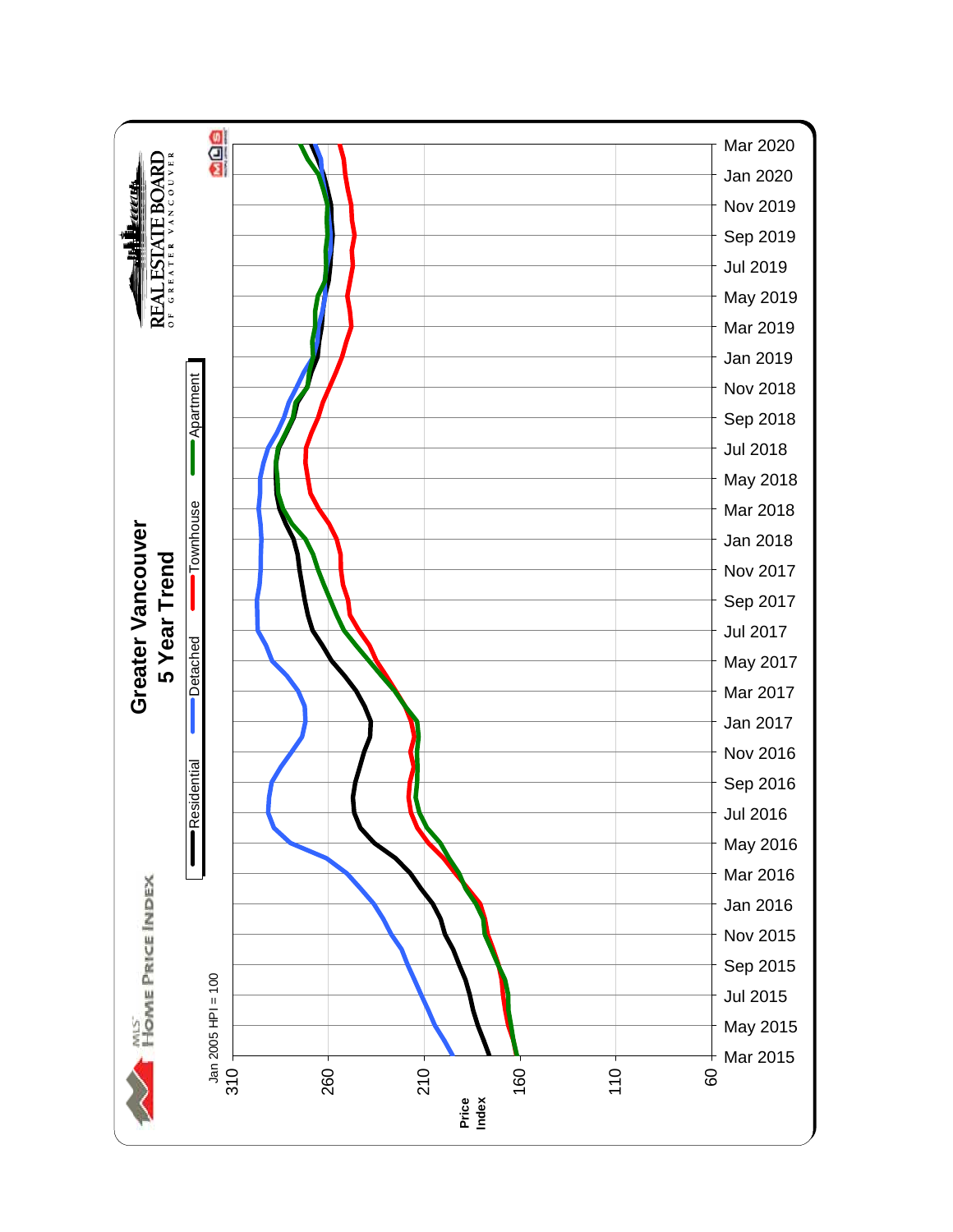# Greater Vancouver
## 5 Year Trend

MLS® HOME PRICE INDEX

REAL ESTATE BOARD OF GREATER VANCOUVER

Legend: Residential, Detached, Townhouse, Apartment

Jan 2005 HPI = 100

Price Index: 310, 260, 210, 160, 110, 60

Mar 2015, May 2015, Jul 2015, Sep 2015, Nov 2015, Jan 2016, Mar 2016, May 2016, Jul 2016, Sep 2016, Nov 2016, Jan 2017, Mar 2017, May 2017, Jul 2017, Sep 2017, Nov 2017, Jan 2018, Mar 2018, May 2018, Jul 2018, Sep 2018, Nov 2018, Jan 2019, Mar 2019, May 2019, Jul 2019, Sep 2019, Nov 2019, Jan 2020, Mar 2020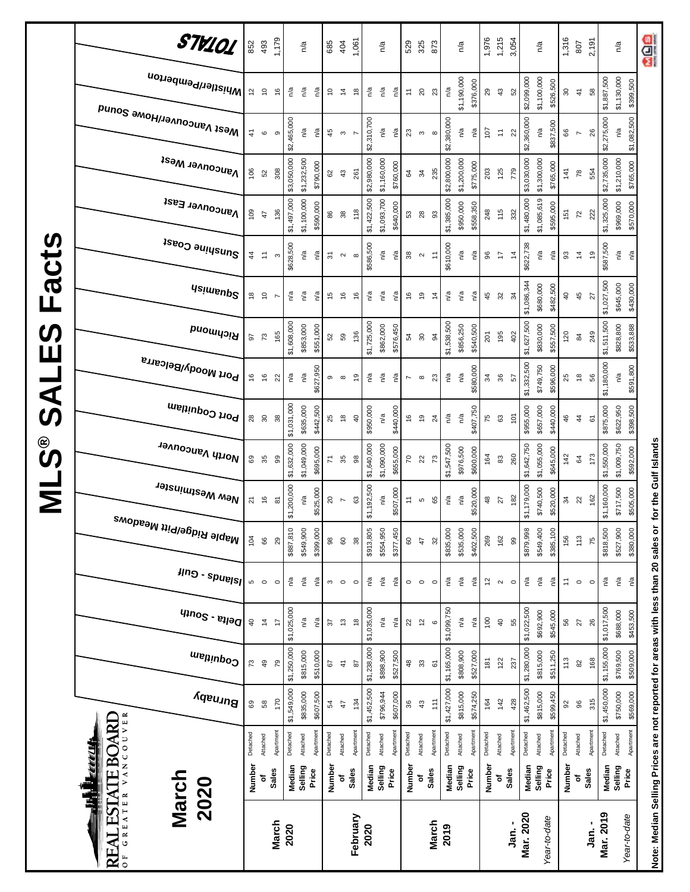# MLS® SALES Facts

**REAL ESTATE BOARD OF GREATER VANCOUVER**

## March 2020

| | | | Burnaby | Coquitlam | Delta - South | Islands - Gulf | Maple Ridge/Pitt Meadows | New Westminster | North Vancouver | Port Coquitlam | Port Moody/Belcarra | Richmond | Squamish | Sunshine Coast | Vancouver East | Vancouver West | West Vancouver/Howe Sound | Whistler/Pemberton | TOTALS |
|---|---|---|---|---|---|---|---|---|---|---|---|---|---|---|---|---|---|---|---|
| **March 2020** | Number of Sales | Detached | 69 | 73 | 40 | 5 | 104 | 21 | 69 | 28 | 16 | 97 | 18 | 44 | 109 | 106 | 41 | 12 | 852 |
| | | Attached | 58 | 49 | 14 | 0 | 66 | 16 | 35 | 30 | 16 | 73 | 10 | 11 | 47 | 52 | 6 | 10 | 493 |
| | | Apartment | 170 | 79 | 17 | 0 | 29 | 81 | 99 | 38 | 22 | 165 | 7 | 3 | 136 | 308 | 9 | 16 | 1,179 |
| | Median Selling Price | Detached | $1,549,000 | $1,250,000 | $1,025,000 | n/a | $887,810 | $1,200,000 | $1,632,000 | $1,031,000 | n/a | $1,608,000 | n/a | $628,500 | $1,497,000 | $3,050,000 | $2,465,000 | n/a | n/a |
| | | Attached | $835,000 | $815,000 | n/a | n/a | $549,900 | n/a | $1,049,000 | $635,000 | n/a | $853,000 | n/a | n/a | $1,100,000 | $1,232,500 | n/a | n/a | |
| | | Apartment | $607,500 | $510,000 | n/a | n/a | $399,000 | $525,000 | $695,000 | $442,500 | $627,950 | $551,000 | n/a | n/a | $590,000 | $790,000 | n/a | n/a | |
| **February 2020** | Number of Sales | Detached | 54 | 67 | 37 | 3 | 98 | 20 | 71 | 25 | 9 | 52 | 15 | 31 | 86 | 62 | 45 | 10 | 685 |
| | | Attached | 47 | 41 | 13 | 0 | 60 | 7 | 35 | 18 | 8 | 59 | 16 | 2 | 38 | 43 | 3 | 14 | 404 |
| | | Apartment | 134 | 87 | 18 | 0 | 38 | 63 | 98 | 40 | 19 | 136 | 16 | 8 | 118 | 261 | 7 | 18 | 1,061 |
| | Median Selling Price | Detached | $1,452,500 | $1,238,000 | $1,035,000 | n/a | $913,805 | $1,192,500 | $1,640,000 | $950,000 | n/a | $1,725,000 | n/a | $586,500 | $1,422,500 | $2,980,000 | $2,310,700 | n/a | n/a |
| | | Attached | $796,944 | $898,900 | n/a | n/a | $554,950 | n/a | $1,090,000 | n/a | n/a | $862,000 | n/a | n/a | $1,093,700 | $1,160,000 | n/a | n/a | |
| | | Apartment | $607,000 | $527,500 | n/a | n/a | $377,450 | $507,000 | $655,000 | $440,000 | n/a | $576,450 | n/a | n/a | $640,000 | $760,000 | n/a | n/a | |
| **March 2019** | Number of Sales | Detached | 36 | 48 | 22 | 0 | 60 | 11 | 70 | 16 | 7 | 54 | 16 | 38 | 53 | 64 | 23 | 11 | 529 |
| | | Attached | 43 | 33 | 12 | 0 | 47 | 5 | 22 | 19 | 8 | 30 | 19 | 2 | 28 | 34 | 3 | 20 | 325 |
| | | Apartment | 111 | 61 | 6 | 0 | 32 | 65 | 73 | 24 | 23 | 94 | 14 | 11 | 93 | 235 | 8 | 23 | 873 |
| | Median Selling Price | Detached | $1,427,000 | $1,165,000 | $1,099,750 | n/a | $835,000 | n/a | $1,547,500 | n/a | n/a | $1,538,500 | n/a | $610,000 | $1,385,000 | $2,800,000 | $2,380,000 | n/a | n/a |
| | | Attached | $815,000 | $808,900 | n/a | n/a | $535,000 | n/a | $976,500 | n/a | n/a | $856,250 | n/a | n/a | $950,000 | $1,200,000 | n/a | $1,190,000 | |
| | | Apartment | $574,250 | $527,000 | n/a | n/a | $402,500 | $520,000 | $600,000 | $407,750 | $580,000 | $540,500 | n/a | n/a | $558,350 | $775,000 | n/a | $376,000 | |
| **Jan. - Mar. 2020** *Year-to-date* | Number of Sales | Detached | 164 | 181 | 100 | 12 | 269 | 48 | 164 | 75 | 34 | 201 | 45 | 96 | 248 | 203 | 107 | 29 | 1,976 |
| | | Attached | 142 | 122 | 40 | 2 | 162 | 27 | 83 | 63 | 36 | 195 | 32 | 17 | 115 | 125 | 11 | 43 | 1,215 |
| | | Apartment | 428 | 237 | 55 | 0 | 99 | 182 | 260 | 101 | 57 | 402 | 34 | 14 | 332 | 779 | 22 | 52 | 3,054 |
| | Median Selling Price | Detached | $1,462,500 | $1,280,000 | $1,022,500 | n/a | $879,998 | $1,179,000 | $1,642,750 | $955,000 | $1,332,500 | $1,627,500 | $1,086,344 | $622,738 | $1,480,000 | $3,030,000 | $2,360,000 | $2,099,000 | n/a |
| | | Attached | $815,000 | $815,000 | $692,900 | n/a | $549,400 | $740,500 | $1,055,000 | $657,000 | $749,750 | $830,000 | $680,000 | n/a | $1,085,619 | $1,300,000 | n/a | $1,100,000 | |
| | | Apartment | $599,450 | $511,250 | $545,000 | n/a | $385,100 | $520,000 | $645,000 | $440,000 | $596,000 | $557,500 | $482,500 | n/a | $595,000 | $765,000 | $837,500 | $526,500 | |
| **Jan. - Mar. 2019** *Year-to-date* | Number of Sales | Detached | 92 | 113 | 56 | 11 | 156 | 34 | 142 | 46 | 25 | 120 | 40 | 93 | 151 | 141 | 66 | 30 | 1,316 |
| | | Attached | 96 | 82 | 27 | 0 | 113 | 22 | 64 | 44 | 18 | 84 | 45 | 14 | 72 | 78 | 7 | 41 | 807 |
| | | Apartment | 315 | 168 | 26 | 0 | 75 | 162 | 173 | 61 | 56 | 249 | 27 | 19 | 222 | 554 | 26 | 58 | 2,191 |
| | Median Selling Price | Detached | $1,450,000 | $1,155,000 | $1,017,500 | n/a | $818,500 | $1,160,000 | $1,550,000 | $875,000 | $1,180,000 | $1,511,500 | $1,027,500 | $587,500 | $1,325,000 | $2,735,000 | $2,275,000 | $1,887,500 | n/a |
| | | Attached | $750,000 | $769,500 | $688,000 | n/a | $527,900 | $717,500 | $1,009,750 | $622,950 | n/a | $828,800 | $645,000 | n/a | $969,000 | $1,210,000 | n/a | $1,130,000 | |
| | | Apartment | $569,000 | $509,000 | $453,500 | n/a | $380,000 | $505,000 | $592,000 | $398,500 | $591,800 | $533,888 | $430,000 | n/a | $570,000 | $765,000 | $1,082,500 | $399,500 | |

**Note: Median Selling Prices are not reported for areas with less than 20 sales or for the Gulf Islands**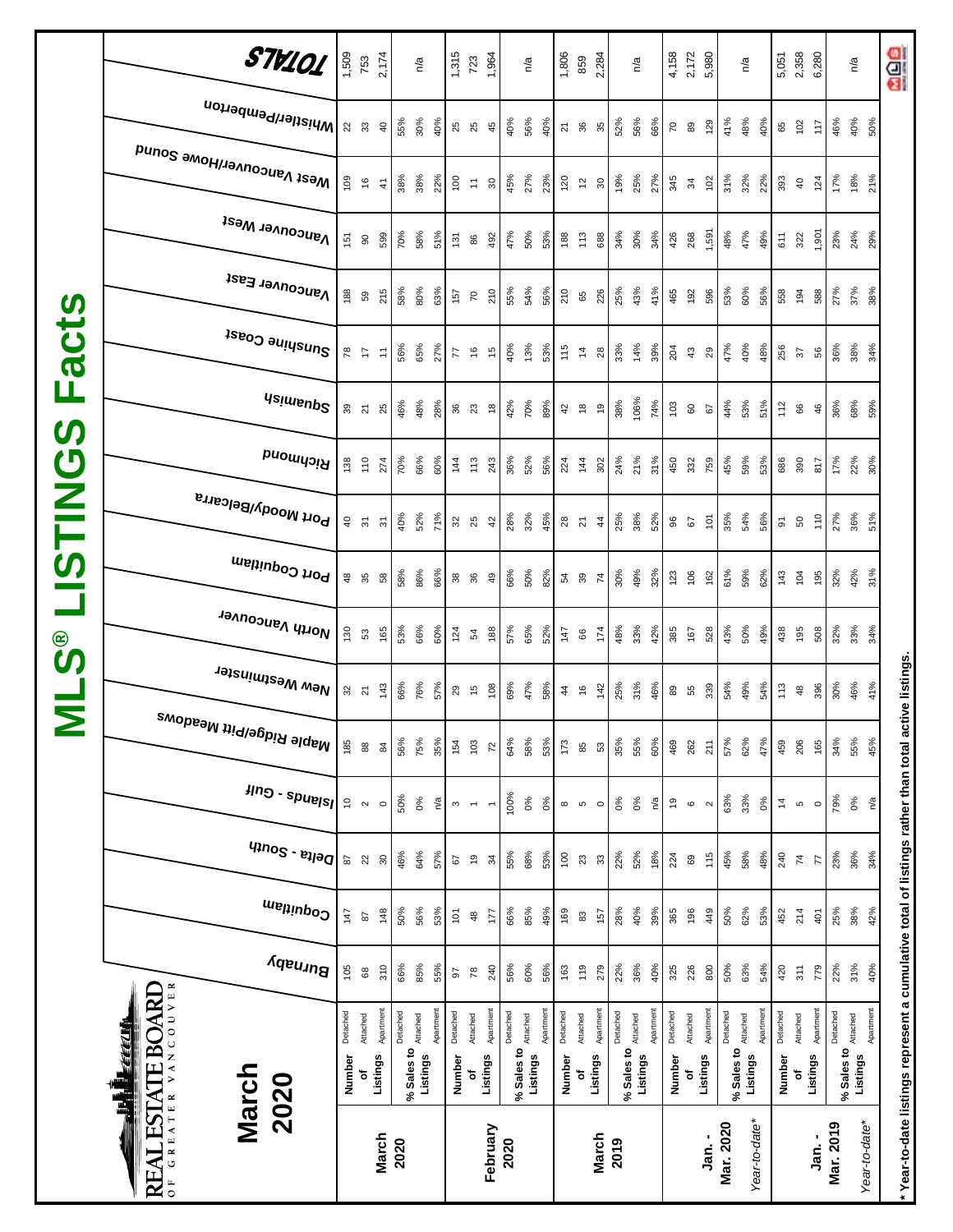# MLS® LISTINGS Facts

REAL ESTATE BOARD OF GREATER VANCOUVER

## March 2020

| | | | Burnaby | Coquitlam | Delta - South | Islands - Gulf | Maple Ridge/Pitt Meadows | New Westminster | North Vancouver | Port Coquitlam | Port Moody/Belcarra | Richmond | Squamish | Sunshine Coast | Vancouver East | Vancouver West | West Vancouver/Howe Sound | Whistler/Pemberton | TOTALS |
|---|---|---|---|---|---|---|---|---|---|---|---|---|---|---|---|---|---|---|---|
| **March 2020** | Number of Listings | Detached | 105 | 147 | 87 | 10 | 185 | 32 | 130 | 48 | 40 | 138 | 39 | 78 | 188 | 151 | 109 | 22 | 1,509 |
| | | Attached | 68 | 87 | 22 | 2 | 88 | 21 | 53 | 35 | 31 | 110 | 21 | 17 | 59 | 90 | 16 | 33 | 753 |
| | | Apartment | 310 | 148 | 30 | 0 | 84 | 143 | 165 | 58 | 31 | 274 | 25 | 11 | 215 | 599 | 41 | 40 | 2,174 |
| | % Sales to Listings | Detached | 66% | 50% | 46% | 50% | 56% | 66% | 53% | 58% | 40% | 70% | 46% | 56% | 58% | 70% | 38% | 55% | n/a |
| | | Attached | 85% | 56% | 64% | 0% | 75% | 76% | 66% | 86% | 52% | 66% | 48% | 65% | 80% | 58% | 38% | 30% | |
| | | Apartment | 55% | 53% | 57% | n/a | 35% | 57% | 60% | 66% | 71% | 60% | 28% | 27% | 63% | 51% | 22% | 40% | |
| **February 2020** | Number of Listings | Detached | 97 | 101 | 67 | 3 | 154 | 29 | 124 | 38 | 32 | 144 | 36 | 77 | 157 | 131 | 100 | 25 | 1,315 |
| | | Attached | 78 | 48 | 19 | 1 | 103 | 15 | 54 | 36 | 25 | 113 | 23 | 16 | 70 | 86 | 11 | 25 | 723 |
| | | Apartment | 240 | 177 | 34 | 1 | 72 | 108 | 188 | 49 | 42 | 243 | 18 | 15 | 210 | 492 | 30 | 45 | 1,964 |
| | % Sales to Listings | Detached | 56% | 66% | 55% | 100% | 64% | 69% | 57% | 66% | 28% | 36% | 42% | 40% | 55% | 47% | 45% | 40% | n/a |
| | | Attached | 60% | 85% | 68% | 0% | 58% | 47% | 65% | 50% | 32% | 52% | 70% | 13% | 54% | 50% | 27% | 56% | |
| | | Apartment | 56% | 49% | 53% | 0% | 53% | 58% | 52% | 82% | 45% | 56% | 89% | 53% | 56% | 53% | 23% | 40% | |
| **March 2019** | Number of Listings | Detached | 163 | 169 | 100 | 8 | 173 | 44 | 147 | 54 | 28 | 224 | 42 | 115 | 210 | 188 | 120 | 21 | 1,806 |
| | | Attached | 119 | 83 | 23 | 5 | 85 | 16 | 66 | 39 | 21 | 144 | 18 | 14 | 65 | 113 | 12 | 36 | 859 |
| | | Apartment | 279 | 157 | 33 | 0 | 53 | 142 | 174 | 74 | 44 | 302 | 19 | 28 | 226 | 688 | 30 | 35 | 2,284 |
| | % Sales to Listings | Detached | 22% | 28% | 22% | 0% | 35% | 25% | 48% | 30% | 25% | 24% | 38% | 33% | 25% | 34% | 19% | 52% | n/a |
| | | Attached | 36% | 40% | 52% | 0% | 55% | 31% | 33% | 49% | 38% | 21% | 106% | 14% | 43% | 30% | 25% | 56% | |
| | | Apartment | 40% | 39% | 18% | n/a | 60% | 46% | 42% | 32% | 52% | 31% | 74% | 39% | 41% | 34% | 27% | 66% | |
| **Jan. - Mar. 2020** | Number of Listings | Detached | 325 | 365 | 224 | 19 | 469 | 89 | 385 | 123 | 96 | 450 | 103 | 204 | 465 | 426 | 345 | 70 | 4,158 |
| | | Attached | 226 | 196 | 69 | 6 | 262 | 55 | 167 | 106 | 67 | 332 | 60 | 43 | 192 | 268 | 34 | 89 | 2,172 |
| | | Apartment | 800 | 449 | 115 | 2 | 211 | 339 | 528 | 162 | 101 | 759 | 67 | 29 | 596 | 1,591 | 102 | 129 | 5,980 |
| *Year-to-date** | % Sales to Listings | Detached | 50% | 50% | 45% | 63% | 57% | 54% | 43% | 61% | 35% | 45% | 44% | 47% | 53% | 48% | 31% | 41% | n/a |
| | | Attached | 63% | 62% | 58% | 33% | 62% | 49% | 50% | 59% | 54% | 59% | 53% | 40% | 60% | 47% | 32% | 48% | |
| | | Apartment | 54% | 53% | 48% | 0% | 47% | 54% | 49% | 62% | 56% | 53% | 51% | 48% | 56% | 49% | 22% | 40% | |
| **Jan. - Mar. 2019** | Number of Listings | Detached | 420 | 452 | 240 | 14 | 459 | 113 | 438 | 143 | 91 | 686 | 112 | 256 | 558 | 611 | 393 | 65 | 5,051 |
| | | Attached | 311 | 214 | 74 | 5 | 206 | 48 | 195 | 104 | 50 | 390 | 66 | 37 | 194 | 322 | 40 | 102 | 2,358 |
| | | Apartment | 779 | 401 | 77 | 0 | 165 | 396 | 508 | 195 | 110 | 817 | 46 | 56 | 588 | 1,901 | 124 | 117 | 6,280 |
| *Year-to-date** | % Sales to Listings | Detached | 22% | 25% | 23% | 79% | 34% | 30% | 32% | 32% | 27% | 17% | 36% | 36% | 27% | 23% | 17% | 46% | n/a |
| | | Attached | 31% | 38% | 36% | 0% | 55% | 46% | 33% | 42% | 36% | 22% | 68% | 38% | 37% | 24% | 18% | 40% | |
| | | Apartment | 40% | 42% | 34% | n/a | 45% | 41% | 34% | 31% | 51% | 30% | 59% | 34% | 38% | 29% | 21% | 50% | |

**\* Year-to-date listings represent a cumulative total of listings rather than total active listings.**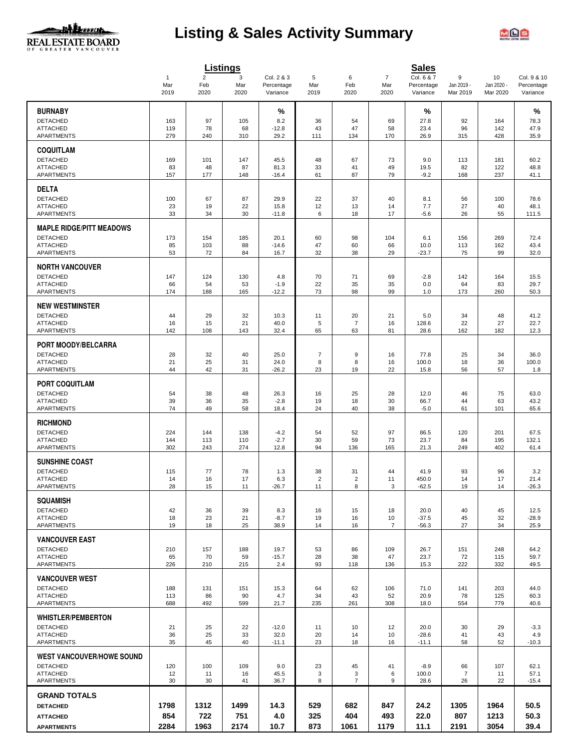# Listing & Sales Activity Summary

| | Listings | | | | Sales | | | | | | |
|---|---|---|---|---|---|---|---|---|---|---|---|
| | 1<br>Mar<br>2019 | 2<br>Feb<br>2020 | 3<br>Mar<br>2020 | Col. 2 & 3<br>Percentage<br>Variance | 5<br>Mar<br>2019 | 6<br>Feb<br>2020 | 7<br>Mar<br>2020 | Col. 6 & 7<br>Percentage<br>Variance | 9<br>Jan 2019 -<br>Mar 2019 | 10<br>Jan 2020 -<br>Mar 2020 | Col. 9 & 10<br>Percentage<br>Variance |
| **BURNABY** | | | | % | | | | % | | | % |
| DETACHED | 163 | 97 | 105 | 8.2 | 36 | 54 | 69 | 27.8 | 92 | 164 | 78.3 |
| ATTACHED | 119 | 78 | 68 | -12.8 | 43 | 47 | 58 | 23.4 | 96 | 142 | 47.9 |
| APARTMENTS | 279 | 240 | 310 | 29.2 | 111 | 134 | 170 | 26.9 | 315 | 428 | 35.9 |
| **COQUITLAM** | | | | | | | | | | | |
| DETACHED | 169 | 101 | 147 | 45.5 | 48 | 67 | 73 | 9.0 | 113 | 181 | 60.2 |
| ATTACHED | 83 | 48 | 87 | 81.3 | 33 | 41 | 49 | 19.5 | 82 | 122 | 48.8 |
| APARTMENTS | 157 | 177 | 148 | -16.4 | 61 | 87 | 79 | -9.2 | 168 | 237 | 41.1 |
| **DELTA** | | | | | | | | | | | |
| DETACHED | 100 | 67 | 87 | 29.9 | 22 | 37 | 40 | 8.1 | 56 | 100 | 78.6 |
| ATTACHED | 23 | 19 | 22 | 15.8 | 12 | 13 | 14 | 7.7 | 27 | 40 | 48.1 |
| APARTMENTS | 33 | 34 | 30 | -11.8 | 6 | 18 | 17 | -5.6 | 26 | 55 | 111.5 |
| **MAPLE RIDGE/PITT MEADOWS** | | | | | | | | | | | |
| DETACHED | 173 | 154 | 185 | 20.1 | 60 | 98 | 104 | 6.1 | 156 | 269 | 72.4 |
| ATTACHED | 85 | 103 | 88 | -14.6 | 47 | 60 | 66 | 10.0 | 113 | 162 | 43.4 |
| APARTMENTS | 53 | 72 | 84 | 16.7 | 32 | 38 | 29 | -23.7 | 75 | 99 | 32.0 |
| **NORTH VANCOUVER** | | | | | | | | | | | |
| DETACHED | 147 | 124 | 130 | 4.8 | 70 | 71 | 69 | -2.8 | 142 | 164 | 15.5 |
| ATTACHED | 66 | 54 | 53 | -1.9 | 22 | 35 | 35 | 0.0 | 64 | 83 | 29.7 |
| APARTMENTS | 174 | 188 | 165 | -12.2 | 73 | 98 | 99 | 1.0 | 173 | 260 | 50.3 |
| **NEW WESTMINSTER** | | | | | | | | | | | |
| DETACHED | 44 | 29 | 32 | 10.3 | 11 | 20 | 21 | 5.0 | 34 | 48 | 41.2 |
| ATTACHED | 16 | 15 | 21 | 40.0 | 5 | 7 | 16 | 128.6 | 22 | 27 | 22.7 |
| APARTMENTS | 142 | 108 | 143 | 32.4 | 65 | 63 | 81 | 28.6 | 162 | 182 | 12.3 |
| **PORT MOODY/BELCARRA** | | | | | | | | | | | |
| DETACHED | 28 | 32 | 40 | 25.0 | 7 | 9 | 16 | 77.8 | 25 | 34 | 36.0 |
| ATTACHED | 21 | 25 | 31 | 24.0 | 8 | 8 | 16 | 100.0 | 18 | 36 | 100.0 |
| APARTMENTS | 44 | 42 | 31 | -26.2 | 23 | 19 | 22 | 15.8 | 56 | 57 | 1.8 |
| **PORT COQUITLAM** | | | | | | | | | | | |
| DETACHED | 54 | 38 | 48 | 26.3 | 16 | 25 | 28 | 12.0 | 46 | 75 | 63.0 |
| ATTACHED | 39 | 36 | 35 | -2.8 | 19 | 18 | 30 | 66.7 | 44 | 63 | 43.2 |
| APARTMENTS | 74 | 49 | 58 | 18.4 | 24 | 40 | 38 | -5.0 | 61 | 101 | 65.6 |
| **RICHMOND** | | | | | | | | | | | |
| DETACHED | 224 | 144 | 138 | -4.2 | 54 | 52 | 97 | 86.5 | 120 | 201 | 67.5 |
| ATTACHED | 144 | 113 | 110 | -2.7 | 30 | 59 | 73 | 23.7 | 84 | 195 | 132.1 |
| APARTMENTS | 302 | 243 | 274 | 12.8 | 94 | 136 | 165 | 21.3 | 249 | 402 | 61.4 |
| **SUNSHINE COAST** | | | | | | | | | | | |
| DETACHED | 115 | 77 | 78 | 1.3 | 38 | 31 | 44 | 41.9 | 93 | 96 | 3.2 |
| ATTACHED | 14 | 16 | 17 | 6.3 | 2 | 2 | 11 | 450.0 | 14 | 17 | 21.4 |
| APARTMENTS | 28 | 15 | 11 | -26.7 | 11 | 8 | 3 | -62.5 | 19 | 14 | -26.3 |
| **SQUAMISH** | | | | | | | | | | | |
| DETACHED | 42 | 36 | 39 | 8.3 | 16 | 15 | 18 | 20.0 | 40 | 45 | 12.5 |
| ATTACHED | 18 | 23 | 21 | -8.7 | 19 | 16 | 10 | -37.5 | 45 | 32 | -28.9 |
| APARTMENTS | 19 | 18 | 25 | 38.9 | 14 | 16 | 7 | -56.3 | 27 | 34 | 25.9 |
| **VANCOUVER EAST** | | | | | | | | | | | |
| DETACHED | 210 | 157 | 188 | 19.7 | 53 | 86 | 109 | 26.7 | 151 | 248 | 64.2 |
| ATTACHED | 65 | 70 | 59 | -15.7 | 28 | 38 | 47 | 23.7 | 72 | 115 | 59.7 |
| APARTMENTS | 226 | 210 | 215 | 2.4 | 93 | 118 | 136 | 15.3 | 222 | 332 | 49.5 |
| **VANCOUVER WEST** | | | | | | | | | | | |
| DETACHED | 188 | 131 | 151 | 15.3 | 64 | 62 | 106 | 71.0 | 141 | 203 | 44.0 |
| ATTACHED | 113 | 86 | 90 | 4.7 | 34 | 43 | 52 | 20.9 | 78 | 125 | 60.3 |
| APARTMENTS | 688 | 492 | 599 | 21.7 | 235 | 261 | 308 | 18.0 | 554 | 779 | 40.6 |
| **WHISTLER/PEMBERTON** | | | | | | | | | | | |
| DETACHED | 21 | 25 | 22 | -12.0 | 11 | 10 | 12 | 20.0 | 30 | 29 | -3.3 |
| ATTACHED | 36 | 25 | 33 | 32.0 | 20 | 14 | 10 | -28.6 | 41 | 43 | 4.9 |
| APARTMENTS | 35 | 45 | 40 | -11.1 | 23 | 18 | 16 | -11.1 | 58 | 52 | -10.3 |
| **WEST VANCOUVER/HOWE SOUND** | | | | | | | | | | | |
| DETACHED | 120 | 100 | 109 | 9.0 | 23 | 45 | 41 | -8.9 | 66 | 107 | 62.1 |
| ATTACHED | 12 | 11 | 16 | 45.5 | 3 | 3 | 6 | 100.0 | 7 | 11 | 57.1 |
| APARTMENTS | 30 | 30 | 41 | 36.7 | 8 | 7 | 9 | 28.6 | 26 | 22 | -15.4 |
| **GRAND TOTALS** | | | | | | | | | | | |
| **DETACHED** | **1798** | **1312** | **1499** | **14.3** | **529** | **682** | **847** | **24.2** | **1305** | **1964** | **50.5** |
| **ATTACHED** | **854** | **722** | **751** | **4.0** | **325** | **404** | **493** | **22.0** | **807** | **1213** | **50.3** |
| **APARTMENTS** | **2284** | **1963** | **2174** | **10.7** | **873** | **1061** | **1179** | **11.1** | **2191** | **3054** | **39.4** |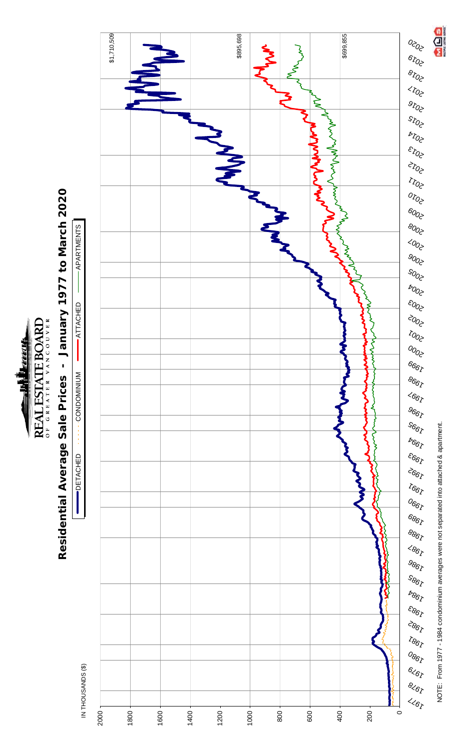REAL ESTATE BOARD OF GREATER VANCOUVER

# Residential Average Sale Prices - January 1977 to March 2020

DETACHED

CONDOMINIUM

ATTACHED

APARTMENTS

IN THOUSANDS ($)

2000
1800
1600
1400
1200
1000
800
600
400
200
0

1977
1978
1979
1980
1981
1982
1983
1984
1985
1986
1987
1988
1989
1990
1991
1992
1993
1994
1995
1996
1997
1998
1999
2000
2001
2002
2003
2004
2005
2006
2007
2008
2009
2010
2011
2012
2013
2014
2015
2016
2017
2018
2019
2020

$1,710,509

$895,698

$699,855

NOTE: From 1977 - 1984 condominium averages were not separated into attached & apartment.

MLS MULTIPLE LISTING SERVICE